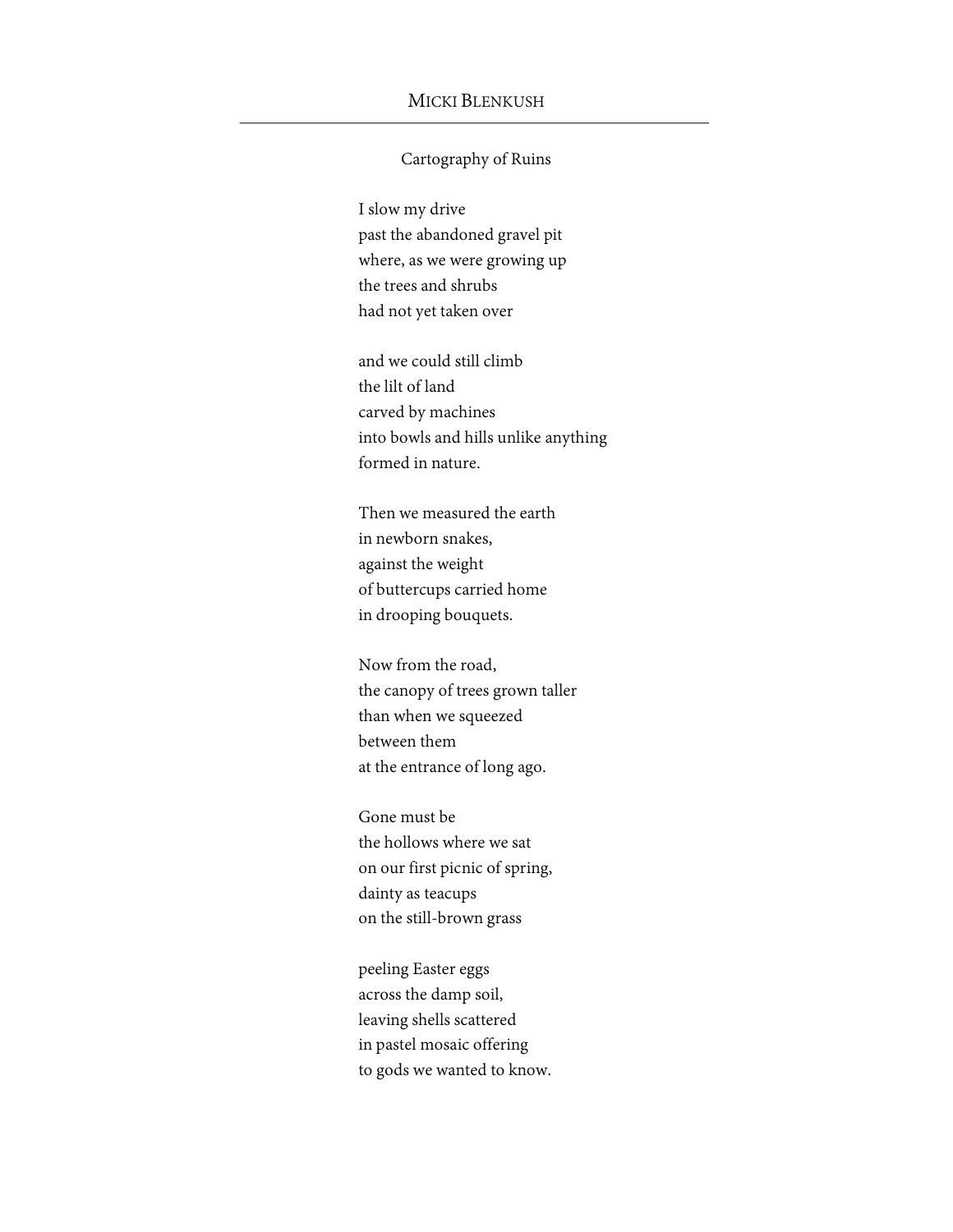## Cartography of Ruins

I slow my drive  
past the abandoned gravel pit  
where, as we were growing up  
the trees and shrubs  
had not yet taken over

and we could still climb  
the lilt of land  
carved by machines  
into bowls and hills unlike anything  
formed in nature.

Then we measured the earth  
in newborn snakes,  
against the weight  
of buttercups carried home  
in drooping bouquets.

Now from the road,  
the canopy of trees grown taller  
than when we squeezed  
between them  
at the entrance of long ago.

Gone must be  
the hollows where we sat  
on our first picnic of spring,  
dainty as teacups  
on the still-brown grass

peeling Easter eggs  
across the damp soil,  
leaving shells scattered  
in pastel mosaic offering  
to gods we wanted to know.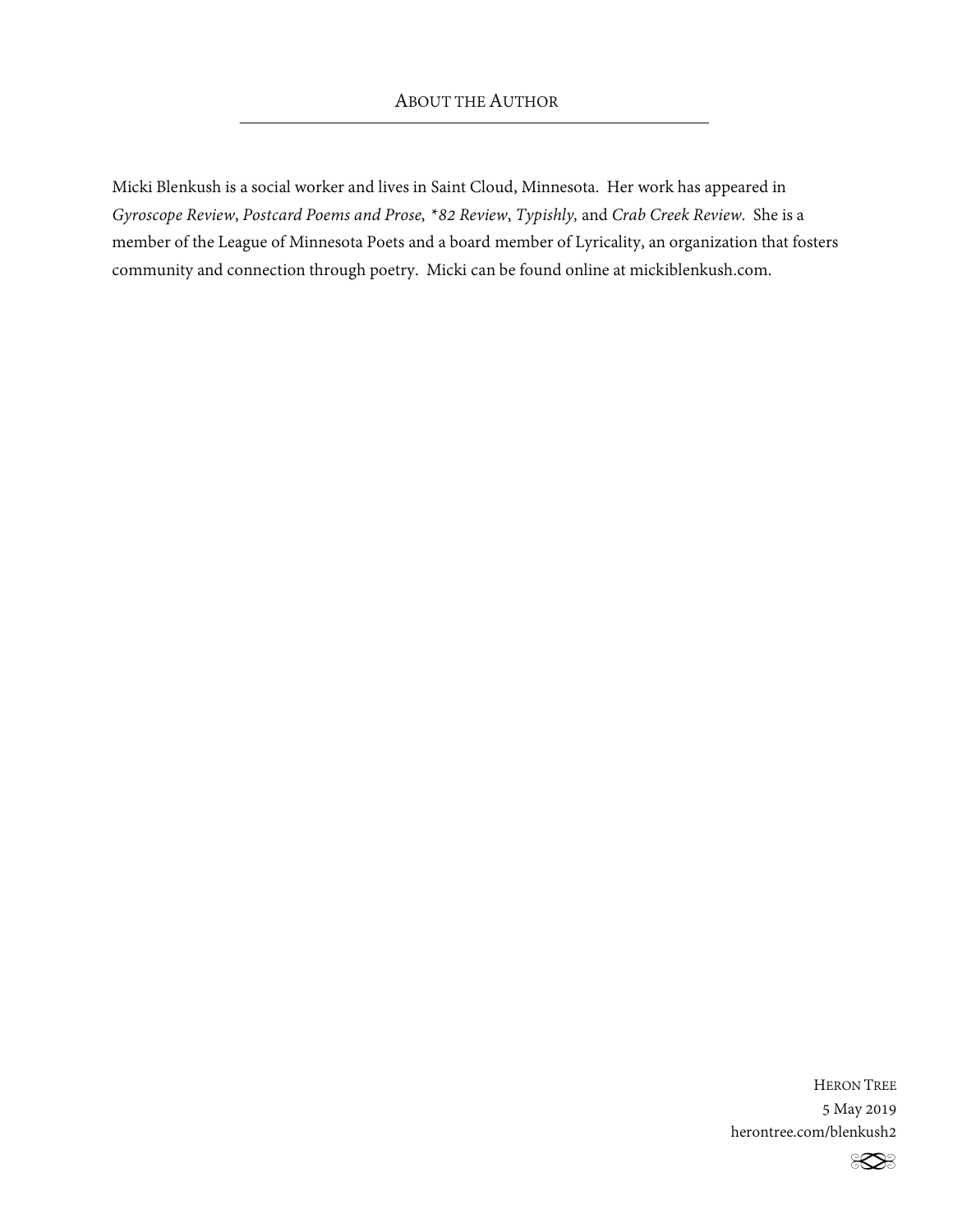## About the Author

Micki Blenkush is a social worker and lives in Saint Cloud, Minnesota. Her work has appeared in *Gyroscope Review*, *Postcard Poems and Prose*, *\*82 Review*, *Typishly*, and *Crab Creek Review*. She is a member of the League of Minnesota Poets and a board member of Lyricality, an organization that fosters community and connection through poetry. Micki can be found online at mickiblenkush.com.

Heron Tree
5 May 2019
herontree.com/blenkush2